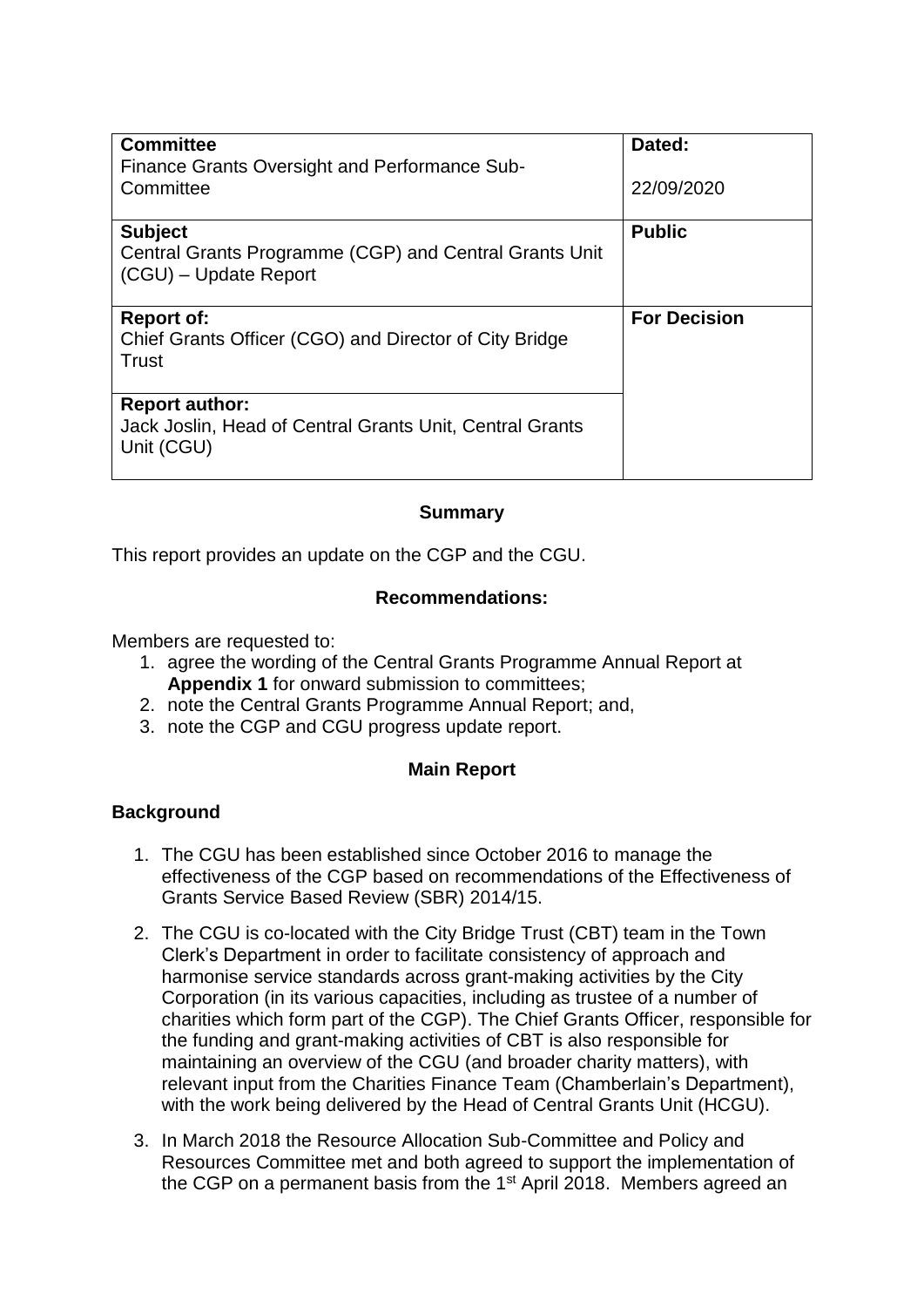| Committee<br>Finance Grants Oversight and Performance Sub-Committee | Dated:<br><br>22/09/2020 |
|---|---|
| **Subject**<br>Central Grants Programme (CGP) and Central Grants Unit (CGU) – Update Report | **Public** |
| **Report of:**<br>Chief Grants Officer (CGO) and Director of City Bridge Trust | **For Decision** |
| **Report author:**<br>Jack Joslin, Head of Central Grants Unit, Central Grants Unit (CGU) | |

**Summary**

This report provides an update on the CGP and the CGU.

**Recommendations:**

Members are requested to:

1. agree the wording of the Central Grants Programme Annual Report at **Appendix 1** for onward submission to committees;
2. note the Central Grants Programme Annual Report; and,
3. note the CGP and CGU progress update report.

**Main Report**

**Background**

1. The CGU has been established since October 2016 to manage the effectiveness of the CGP based on recommendations of the Effectiveness of Grants Service Based Review (SBR) 2014/15.
2. The CGU is co-located with the City Bridge Trust (CBT) team in the Town Clerk's Department in order to facilitate consistency of approach and harmonise service standards across grant-making activities by the City Corporation (in its various capacities, including as trustee of a number of charities which form part of the CGP). The Chief Grants Officer, responsible for the funding and grant-making activities of CBT is also responsible for maintaining an overview of the CGU (and broader charity matters), with relevant input from the Charities Finance Team (Chamberlain's Department), with the work being delivered by the Head of Central Grants Unit (HCGU).
3. In March 2018 the Resource Allocation Sub-Committee and Policy and Resources Committee met and both agreed to support the implementation of the CGP on a permanent basis from the 1st April 2018. Members agreed an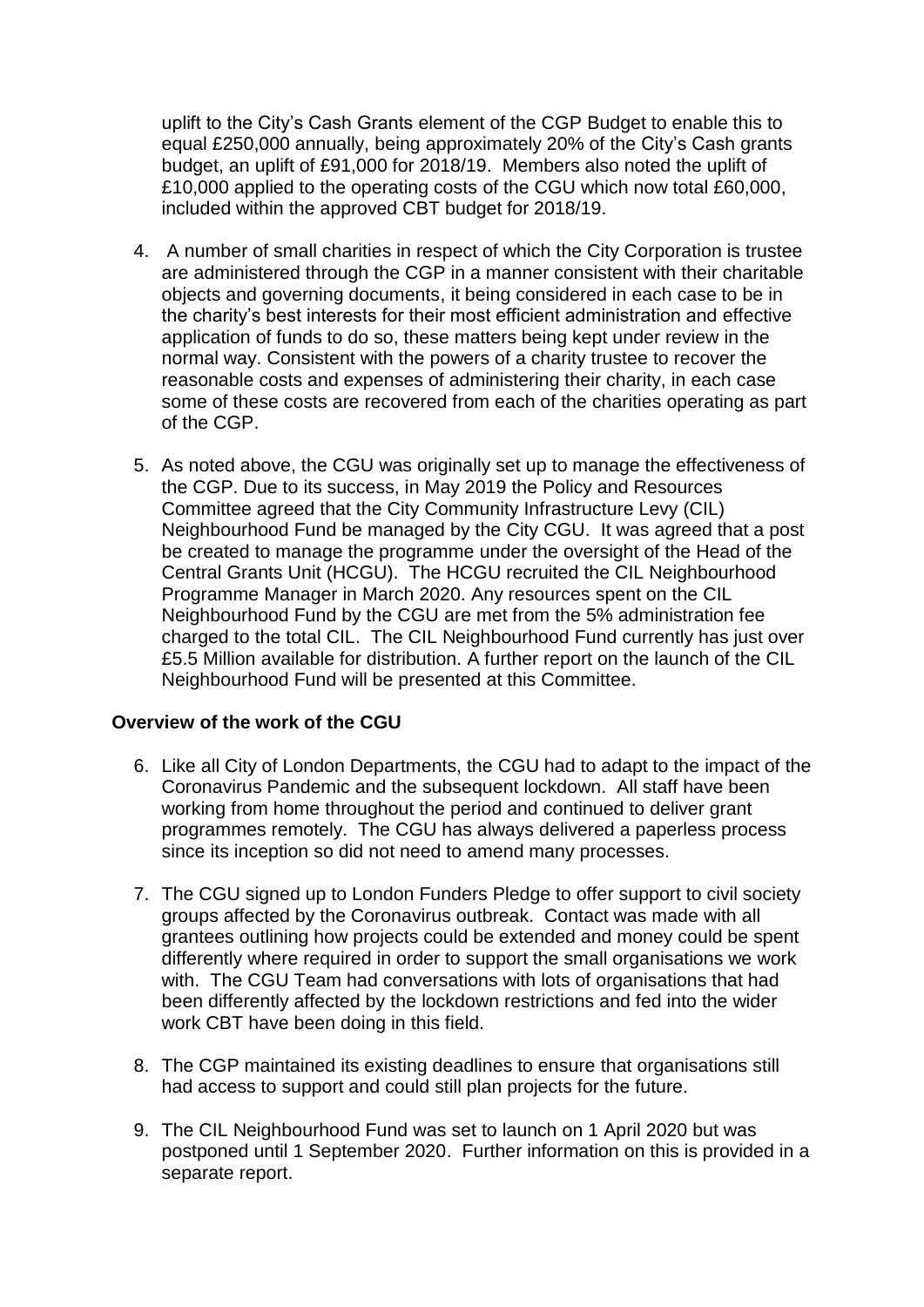uplift to the City's Cash Grants element of the CGP Budget to enable this to equal £250,000 annually, being approximately 20% of the City's Cash grants budget, an uplift of £91,000 for 2018/19. Members also noted the uplift of £10,000 applied to the operating costs of the CGU which now total £60,000, included within the approved CBT budget for 2018/19.

4. A number of small charities in respect of which the City Corporation is trustee are administered through the CGP in a manner consistent with their charitable objects and governing documents, it being considered in each case to be in the charity's best interests for their most efficient administration and effective application of funds to do so, these matters being kept under review in the normal way. Consistent with the powers of a charity trustee to recover the reasonable costs and expenses of administering their charity, in each case some of these costs are recovered from each of the charities operating as part of the CGP.

5. As noted above, the CGU was originally set up to manage the effectiveness of the CGP. Due to its success, in May 2019 the Policy and Resources Committee agreed that the City Community Infrastructure Levy (CIL) Neighbourhood Fund be managed by the City CGU. It was agreed that a post be created to manage the programme under the oversight of the Head of the Central Grants Unit (HCGU). The HCGU recruited the CIL Neighbourhood Programme Manager in March 2020. Any resources spent on the CIL Neighbourhood Fund by the CGU are met from the 5% administration fee charged to the total CIL. The CIL Neighbourhood Fund currently has just over £5.5 Million available for distribution. A further report on the launch of the CIL Neighbourhood Fund will be presented at this Committee.

**Overview of the work of the CGU**

6. Like all City of London Departments, the CGU had to adapt to the impact of the Coronavirus Pandemic and the subsequent lockdown. All staff have been working from home throughout the period and continued to deliver grant programmes remotely. The CGU has always delivered a paperless process since its inception so did not need to amend many processes.

7. The CGU signed up to London Funders Pledge to offer support to civil society groups affected by the Coronavirus outbreak. Contact was made with all grantees outlining how projects could be extended and money could be spent differently where required in order to support the small organisations we work with. The CGU Team had conversations with lots of organisations that had been differently affected by the lockdown restrictions and fed into the wider work CBT have been doing in this field.

8. The CGP maintained its existing deadlines to ensure that organisations still had access to support and could still plan projects for the future.

9. The CIL Neighbourhood Fund was set to launch on 1 April 2020 but was postponed until 1 September 2020. Further information on this is provided in a separate report.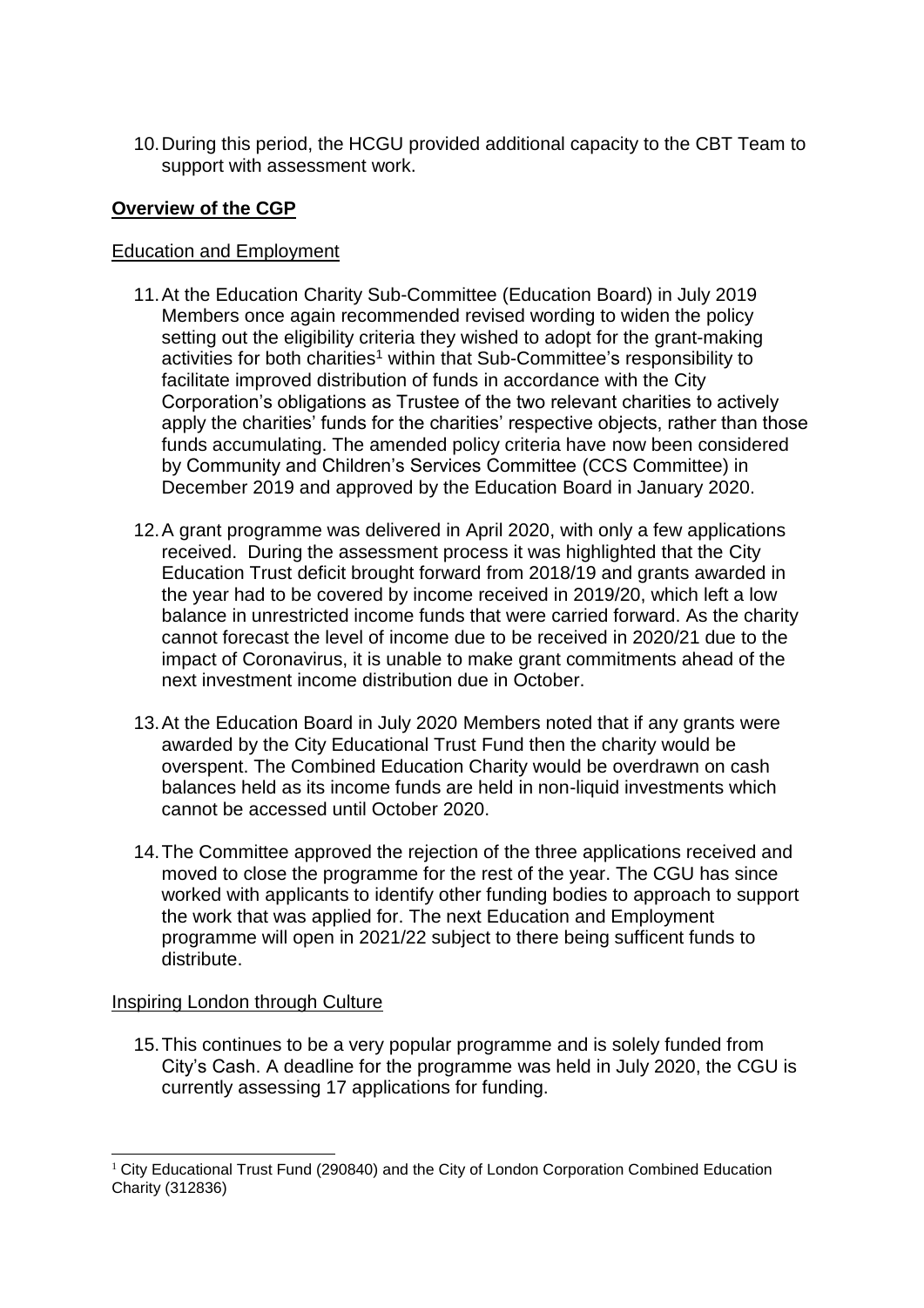10. During this period, the HCGU provided additional capacity to the CBT Team to support with assessment work.

## **Overview of the CGP**

### Education and Employment

11. At the Education Charity Sub-Committee (Education Board) in July 2019 Members once again recommended revised wording to widen the policy setting out the eligibility criteria they wished to adopt for the grant-making activities for both charities[1] within that Sub-Committee's responsibility to facilitate improved distribution of funds in accordance with the City Corporation's obligations as Trustee of the two relevant charities to actively apply the charities' funds for the charities' respective objects, rather than those funds accumulating. The amended policy criteria have now been considered by Community and Children's Services Committee (CCS Committee) in December 2019 and approved by the Education Board in January 2020.

12. A grant programme was delivered in April 2020, with only a few applications received. During the assessment process it was highlighted that the City Education Trust deficit brought forward from 2018/19 and grants awarded in the year had to be covered by income received in 2019/20, which left a low balance in unrestricted income funds that were carried forward. As the charity cannot forecast the level of income due to be received in 2020/21 due to the impact of Coronavirus, it is unable to make grant commitments ahead of the next investment income distribution due in October.

13. At the Education Board in July 2020 Members noted that if any grants were awarded by the City Educational Trust Fund then the charity would be overspent. The Combined Education Charity would be overdrawn on cash balances held as its income funds are held in non-liquid investments which cannot be accessed until October 2020.

14. The Committee approved the rejection of the three applications received and moved to close the programme for the rest of the year. The CGU has since worked with applicants to identify other funding bodies to approach to support the work that was applied for. The next Education and Employment programme will open in 2021/22 subject to there being sufficent funds to distribute.

### Inspiring London through Culture

15. This continues to be a very popular programme and is solely funded from City's Cash. A deadline for the programme was held in July 2020, the CGU is currently assessing 17 applications for funding.

---

[1] City Educational Trust Fund (290840) and the City of London Corporation Combined Education Charity (312836)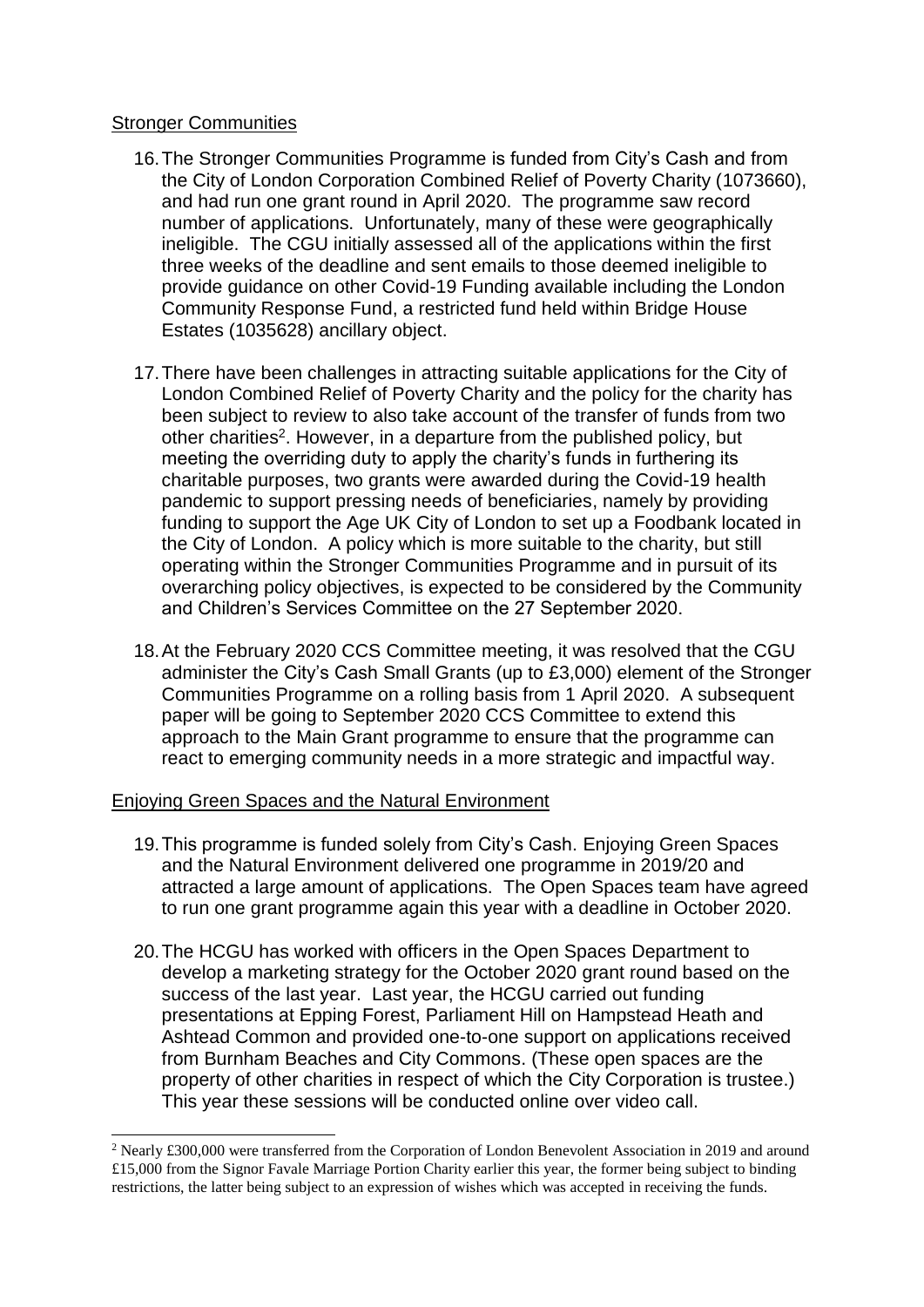Stronger Communities

16. The Stronger Communities Programme is funded from City's Cash and from the City of London Corporation Combined Relief of Poverty Charity (1073660), and had run one grant round in April 2020. The programme saw record number of applications. Unfortunately, many of these were geographically ineligible. The CGU initially assessed all of the applications within the first three weeks of the deadline and sent emails to those deemed ineligible to provide guidance on other Covid-19 Funding available including the London Community Response Fund, a restricted fund held within Bridge House Estates (1035628) ancillary object.

17. There have been challenges in attracting suitable applications for the City of London Combined Relief of Poverty Charity and the policy for the charity has been subject to review to also take account of the transfer of funds from two other charities[2]. However, in a departure from the published policy, but meeting the overriding duty to apply the charity's funds in furthering its charitable purposes, two grants were awarded during the Covid-19 health pandemic to support pressing needs of beneficiaries, namely by providing funding to support the Age UK City of London to set up a Foodbank located in the City of London. A policy which is more suitable to the charity, but still operating within the Stronger Communities Programme and in pursuit of its overarching policy objectives, is expected to be considered by the Community and Children's Services Committee on the 27 September 2020.

18. At the February 2020 CCS Committee meeting, it was resolved that the CGU administer the City's Cash Small Grants (up to £3,000) element of the Stronger Communities Programme on a rolling basis from 1 April 2020. A subsequent paper will be going to September 2020 CCS Committee to extend this approach to the Main Grant programme to ensure that the programme can react to emerging community needs in a more strategic and impactful way.

Enjoying Green Spaces and the Natural Environment

19. This programme is funded solely from City's Cash. Enjoying Green Spaces and the Natural Environment delivered one programme in 2019/20 and attracted a large amount of applications. The Open Spaces team have agreed to run one grant programme again this year with a deadline in October 2020.

20. The HCGU has worked with officers in the Open Spaces Department to develop a marketing strategy for the October 2020 grant round based on the success of the last year. Last year, the HCGU carried out funding presentations at Epping Forest, Parliament Hill on Hampstead Heath and Ashtead Common and provided one-to-one support on applications received from Burnham Beaches and City Commons. (These open spaces are the property of other charities in respect of which the City Corporation is trustee.) This year these sessions will be conducted online over video call.

[2] Nearly £300,000 were transferred from the Corporation of London Benevolent Association in 2019 and around £15,000 from the Signor Favale Marriage Portion Charity earlier this year, the former being subject to binding restrictions, the latter being subject to an expression of wishes which was accepted in receiving the funds.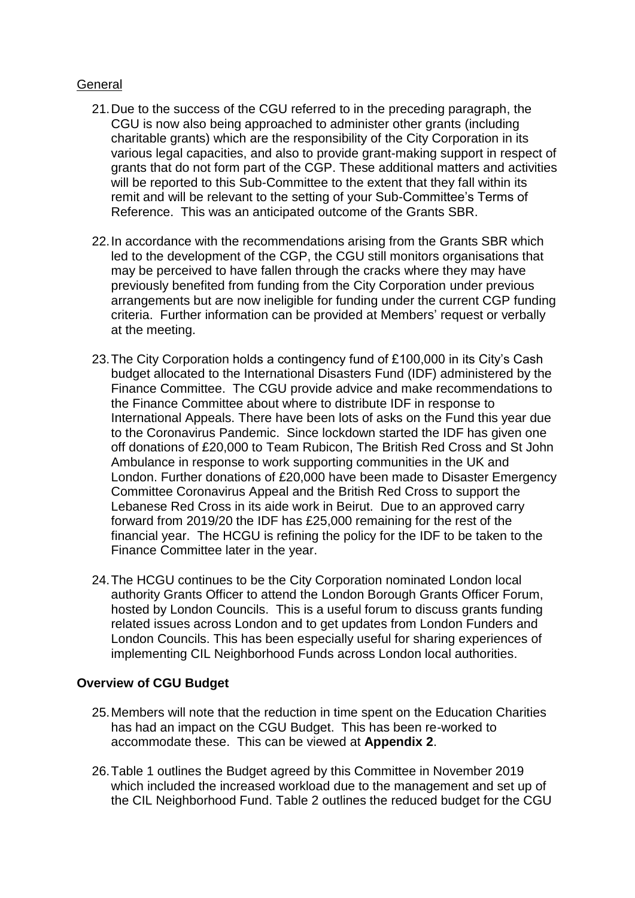General

21. Due to the success of the CGU referred to in the preceding paragraph, the CGU is now also being approached to administer other grants (including charitable grants) which are the responsibility of the City Corporation in its various legal capacities, and also to provide grant-making support in respect of grants that do not form part of the CGP. These additional matters and activities will be reported to this Sub-Committee to the extent that they fall within its remit and will be relevant to the setting of your Sub-Committee's Terms of Reference. This was an anticipated outcome of the Grants SBR.

22. In accordance with the recommendations arising from the Grants SBR which led to the development of the CGP, the CGU still monitors organisations that may be perceived to have fallen through the cracks where they may have previously benefited from funding from the City Corporation under previous arrangements but are now ineligible for funding under the current CGP funding criteria. Further information can be provided at Members' request or verbally at the meeting.

23. The City Corporation holds a contingency fund of £100,000 in its City's Cash budget allocated to the International Disasters Fund (IDF) administered by the Finance Committee. The CGU provide advice and make recommendations to the Finance Committee about where to distribute IDF in response to International Appeals. There have been lots of asks on the Fund this year due to the Coronavirus Pandemic. Since lockdown started the IDF has given one off donations of £20,000 to Team Rubicon, The British Red Cross and St John Ambulance in response to work supporting communities in the UK and London. Further donations of £20,000 have been made to Disaster Emergency Committee Coronavirus Appeal and the British Red Cross to support the Lebanese Red Cross in its aide work in Beirut. Due to an approved carry forward from 2019/20 the IDF has £25,000 remaining for the rest of the financial year. The HCGU is refining the policy for the IDF to be taken to the Finance Committee later in the year.

24. The HCGU continues to be the City Corporation nominated London local authority Grants Officer to attend the London Borough Grants Officer Forum, hosted by London Councils. This is a useful forum to discuss grants funding related issues across London and to get updates from London Funders and London Councils. This has been especially useful for sharing experiences of implementing CIL Neighborhood Funds across London local authorities.

**Overview of CGU Budget**

25. Members will note that the reduction in time spent on the Education Charities has had an impact on the CGU Budget. This has been re-worked to accommodate these. This can be viewed at **Appendix 2**.

26. Table 1 outlines the Budget agreed by this Committee in November 2019 which included the increased workload due to the management and set up of the CIL Neighborhood Fund. Table 2 outlines the reduced budget for the CGU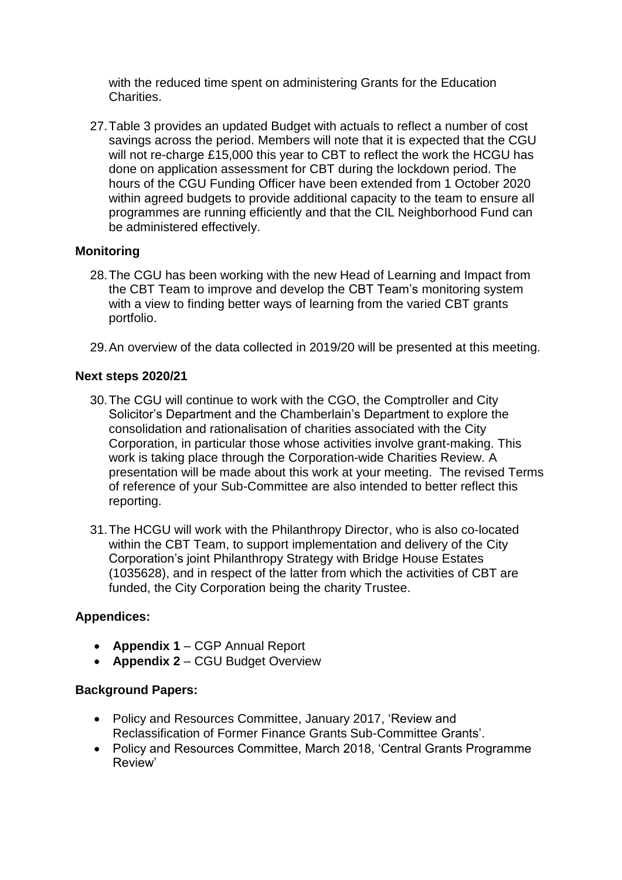with the reduced time spent on administering Grants for the Education Charities.

27. Table 3 provides an updated Budget with actuals to reflect a number of cost savings across the period. Members will note that it is expected that the CGU will not re-charge £15,000 this year to CBT to reflect the work the HCGU has done on application assessment for CBT during the lockdown period. The hours of the CGU Funding Officer have been extended from 1 October 2020 within agreed budgets to provide additional capacity to the team to ensure all programmes are running efficiently and that the CIL Neighborhood Fund can be administered effectively.

**Monitoring**

28. The CGU has been working with the new Head of Learning and Impact from the CBT Team to improve and develop the CBT Team's monitoring system with a view to finding better ways of learning from the varied CBT grants portfolio.

29. An overview of the data collected in 2019/20 will be presented at this meeting.

**Next steps 2020/21**

30. The CGU will continue to work with the CGO, the Comptroller and City Solicitor's Department and the Chamberlain's Department to explore the consolidation and rationalisation of charities associated with the City Corporation, in particular those whose activities involve grant-making. This work is taking place through the Corporation-wide Charities Review. A presentation will be made about this work at your meeting. The revised Terms of reference of your Sub-Committee are also intended to better reflect this reporting.

31. The HCGU will work with the Philanthropy Director, who is also co-located within the CBT Team, to support implementation and delivery of the City Corporation's joint Philanthropy Strategy with Bridge House Estates (1035628), and in respect of the latter from which the activities of CBT are funded, the City Corporation being the charity Trustee.

**Appendices:**

- **Appendix 1** – CGP Annual Report
- **Appendix 2** – CGU Budget Overview

**Background Papers:**

- Policy and Resources Committee, January 2017, 'Review and Reclassification of Former Finance Grants Sub-Committee Grants'.
- Policy and Resources Committee, March 2018, 'Central Grants Programme Review'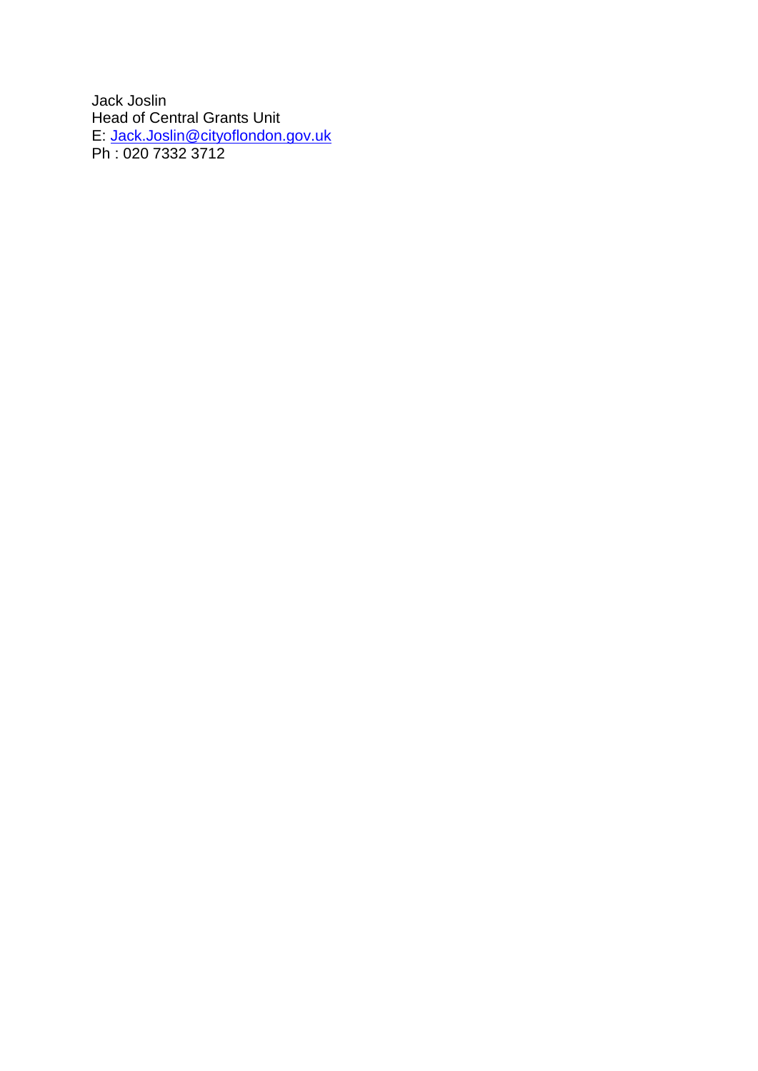Jack Joslin
Head of Central Grants Unit
E: [Jack.Joslin@cityoflondon.gov.uk](mailto:Jack.Joslin@cityoflondon.gov.uk)
Ph : 020 7332 3712